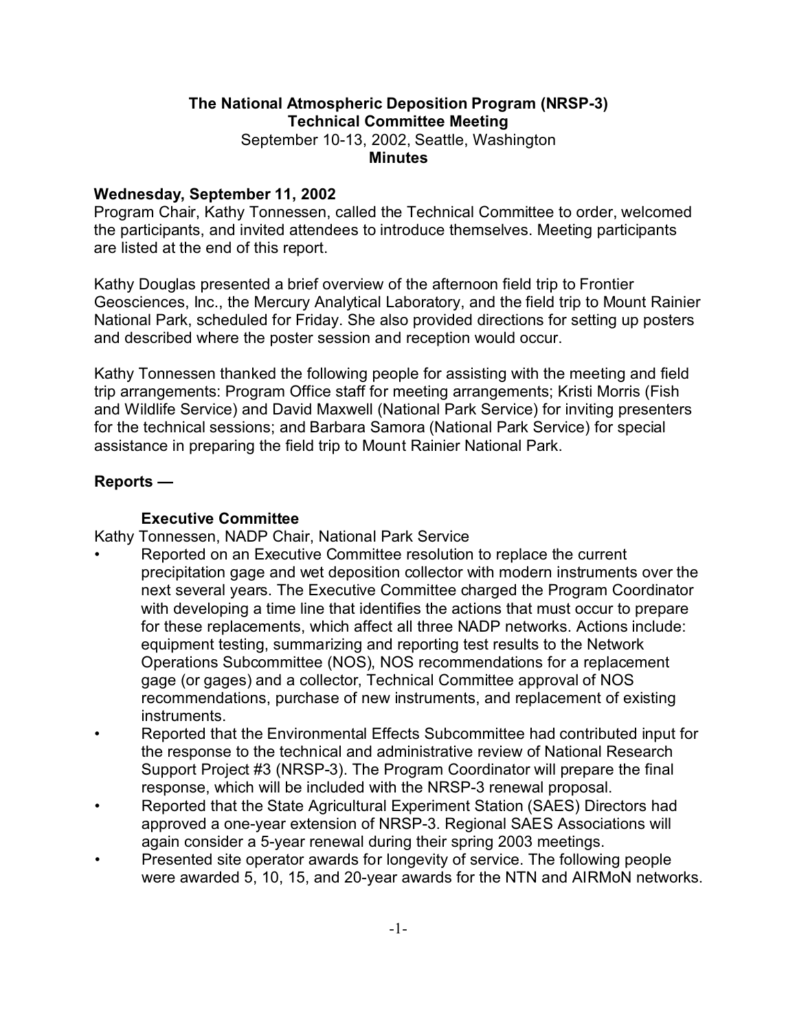**The National Atmospheric Deposition Program (NRSP-3)**
**Technical Committee Meeting**
September 10-13, 2002, Seattle, Washington
**Minutes**

**Wednesday, September 11, 2002**

Program Chair, Kathy Tonnessen, called the Technical Committee to order, welcomed the participants, and invited attendees to introduce themselves. Meeting participants are listed at the end of this report.

Kathy Douglas presented a brief overview of the afternoon field trip to Frontier Geosciences, Inc., the Mercury Analytical Laboratory, and the field trip to Mount Rainier National Park, scheduled for Friday. She also provided directions for setting up posters and described where the poster session and reception would occur.

Kathy Tonnessen thanked the following people for assisting with the meeting and field trip arrangements: Program Office staff for meeting arrangements; Kristi Morris (Fish and Wildlife Service) and David Maxwell (National Park Service) for inviting presenters for the technical sessions; and Barbara Samora (National Park Service) for special assistance in preparing the field trip to Mount Rainier National Park.

**Reports —**

**Executive Committee**

Kathy Tonnessen, NADP Chair, National Park Service

- Reported on an Executive Committee resolution to replace the current precipitation gage and wet deposition collector with modern instruments over the next several years. The Executive Committee charged the Program Coordinator with developing a time line that identifies the actions that must occur to prepare for these replacements, which affect all three NADP networks. Actions include: equipment testing, summarizing and reporting test results to the Network Operations Subcommittee (NOS), NOS recommendations for a replacement gage (or gages) and a collector, Technical Committee approval of NOS recommendations, purchase of new instruments, and replacement of existing instruments.
- Reported that the Environmental Effects Subcommittee had contributed input for the response to the technical and administrative review of National Research Support Project #3 (NRSP-3). The Program Coordinator will prepare the final response, which will be included with the NRSP-3 renewal proposal.
- Reported that the State Agricultural Experiment Station (SAES) Directors had approved a one-year extension of NRSP-3. Regional SAES Associations will again consider a 5-year renewal during their spring 2003 meetings.
- Presented site operator awards for longevity of service. The following people were awarded 5, 10, 15, and 20-year awards for the NTN and AIRMoN networks.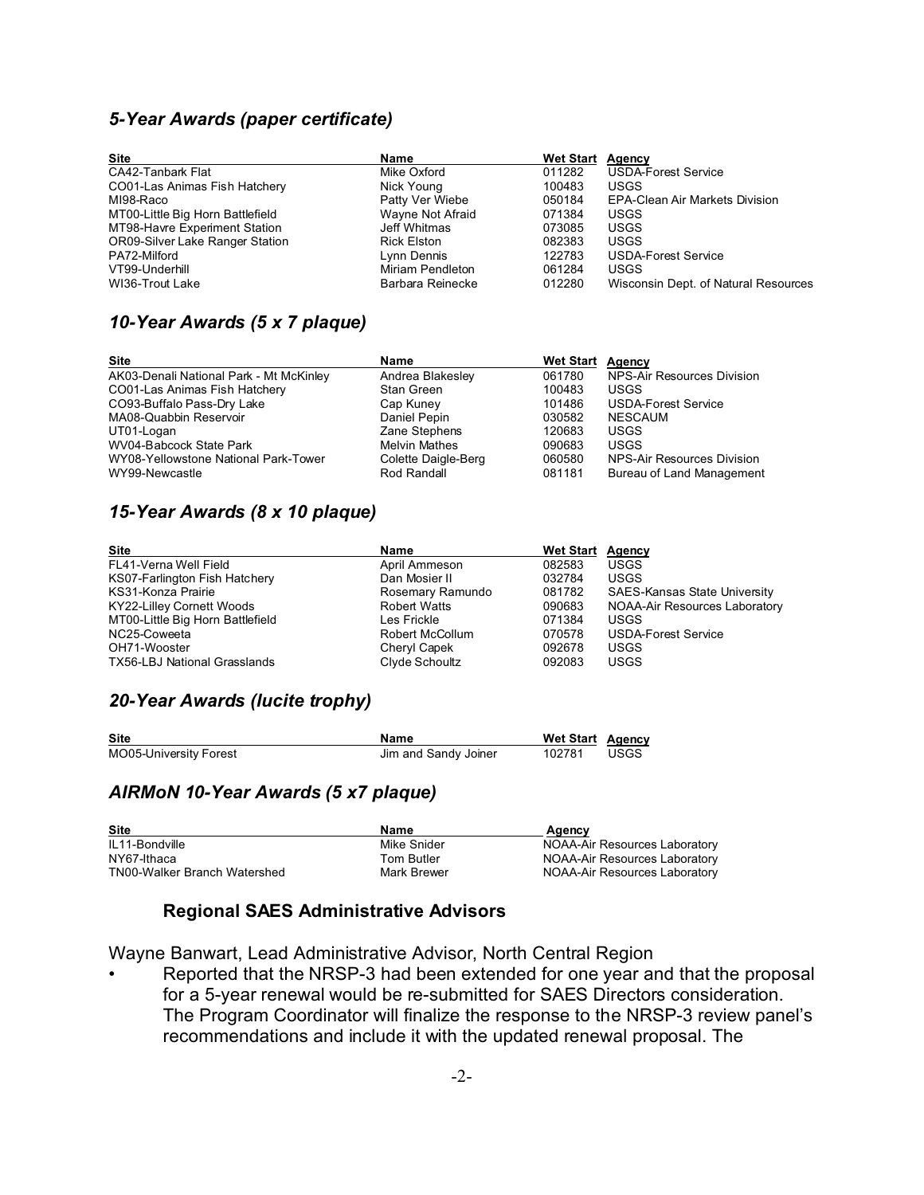### *5-Year Awards (paper certificate)*

| Site | Name | Wet Start | Agency |
|---|---|---|---|
| CA42-Tanbark Flat | Mike Oxford | 011282 | USDA-Forest Service |
| CO01-Las Animas Fish Hatchery | Nick Young | 100483 | USGS |
| MI98-Raco | Patty Ver Wiebe | 050184 | EPA-Clean Air Markets Division |
| MT00-Little Big Horn Battlefield | Wayne Not Afraid | 071384 | USGS |
| MT98-Havre Experiment Station | Jeff Whitmas | 073085 | USGS |
| OR09-Silver Lake Ranger Station | Rick Elston | 082383 | USGS |
| PA72-Milford | Lynn Dennis | 122783 | USDA-Forest Service |
| VT99-Underhill | Miriam Pendleton | 061284 | USGS |
| WI36-Trout Lake | Barbara Reinecke | 012280 | Wisconsin Dept. of Natural Resources |

### *10-Year Awards (5 x 7 plaque)*

| Site | Name | Wet Start | Agency |
|---|---|---|---|
| AK03-Denali National Park - Mt McKinley | Andrea Blakesley | 061780 | NPS-Air Resources Division |
| CO01-Las Animas Fish Hatchery | Stan Green | 100483 | USGS |
| CO93-Buffalo Pass-Dry Lake | Cap Kuney | 101486 | USDA-Forest Service |
| MA08-Quabbin Reservoir | Daniel Pepin | 030582 | NESCAUM |
| UT01-Logan | Zane Stephens | 120683 | USGS |
| WV04-Babcock State Park | Melvin Mathes | 090683 | USGS |
| WY08-Yellowstone National Park-Tower | Colette Daigle-Berg | 060580 | NPS-Air Resources Division |
| WY99-Newcastle | Rod Randall | 081181 | Bureau of Land Management |

### *15-Year Awards (8 x 10 plaque)*

| Site | Name | Wet Start | Agency |
|---|---|---|---|
| FL41-Verna Well Field | April Ammeson | 082583 | USGS |
| KS07-Farlington Fish Hatchery | Dan Mosier II | 032784 | USGS |
| KS31-Konza Prairie | Rosemary Ramundo | 081782 | SAES-Kansas State University |
| KY22-Lilley Cornett Woods | Robert Watts | 090683 | NOAA-Air Resources Laboratory |
| MT00-Little Big Horn Battlefield | Les Frickle | 071384 | USGS |
| NC25-Coweeta | Robert McCollum | 070578 | USDA-Forest Service |
| OH71-Wooster | Cheryl Capek | 092678 | USGS |
| TX56-LBJ National Grasslands | Clyde Schoultz | 092083 | USGS |

### *20-Year Awards (lucite trophy)*

| Site | Name | Wet Start | Agency |
|---|---|---|---|
| MO05-University Forest | Jim and Sandy Joiner | 102781 | USGS |

### *AIRMoN 10-Year Awards (5 x7 plaque)*

| Site | Name | Agency |
|---|---|---|
| IL11-Bondville | Mike Snider | NOAA-Air Resources Laboratory |
| NY67-Ithaca | Tom Butler | NOAA-Air Resources Laboratory |
| TN00-Walker Branch Watershed | Mark Brewer | NOAA-Air Resources Laboratory |

## Regional SAES Administrative Advisors

Wayne Banwart, Lead Administrative Advisor, North Central Region

- Reported that the NRSP-3 had been extended for one year and that the proposal for a 5-year renewal would be re-submitted for SAES Directors consideration. The Program Coordinator will finalize the response to the NRSP-3 review panel's recommendations and include it with the updated renewal proposal. The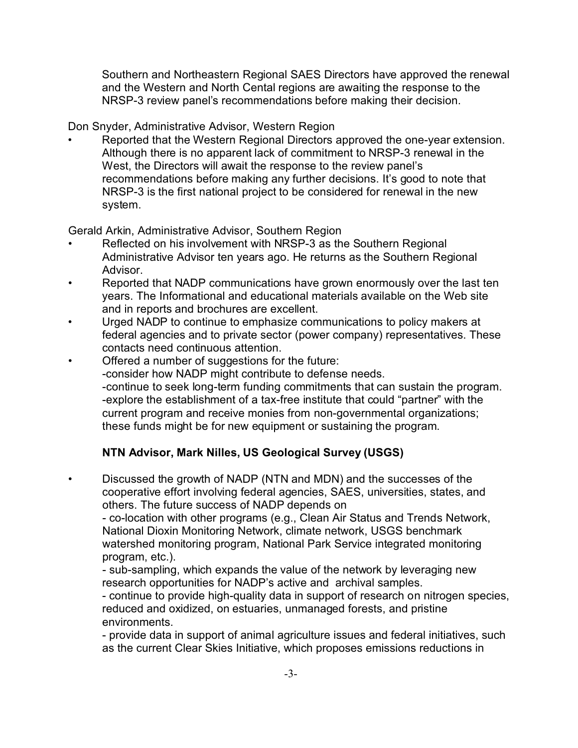Southern and Northeastern Regional SAES Directors have approved the renewal and the Western and North Cental regions are awaiting the response to the NRSP-3 review panel's recommendations before making their decision.

Don Snyder, Administrative Advisor, Western Region

- Reported that the Western Regional Directors approved the one-year extension. Although there is no apparent lack of commitment to NRSP-3 renewal in the West, the Directors will await the response to the review panel's recommendations before making any further decisions. It's good to note that NRSP-3 is the first national project to be considered for renewal in the new system.

Gerald Arkin, Administrative Advisor, Southern Region

- Reflected on his involvement with NRSP-3 as the Southern Regional Administrative Advisor ten years ago. He returns as the Southern Regional Advisor.
- Reported that NADP communications have grown enormously over the last ten years. The Informational and educational materials available on the Web site and in reports and brochures are excellent.
- Urged NADP to continue to emphasize communications to policy makers at federal agencies and to private sector (power company) representatives. These contacts need continuous attention.
- Offered a number of suggestions for the future:
  -consider how NADP might contribute to defense needs.
  -continue to seek long-term funding commitments that can sustain the program.
  -explore the establishment of a tax-free institute that could "partner" with the current program and receive monies from non-governmental organizations; these funds might be for new equipment or sustaining the program.

**NTN Advisor, Mark Nilles, US Geological Survey (USGS)**

- Discussed the growth of NADP (NTN and MDN) and the successes of the cooperative effort involving federal agencies, SAES, universities, states, and others. The future success of NADP depends on
  - co-location with other programs (e.g., Clean Air Status and Trends Network, National Dioxin Monitoring Network, climate network, USGS benchmark watershed monitoring program, National Park Service integrated monitoring program, etc.).
  - sub-sampling, which expands the value of the network by leveraging new research opportunities for NADP's active and archival samples.
  - continue to provide high-quality data in support of research on nitrogen species, reduced and oxidized, on estuaries, unmanaged forests, and pristine environments.
  - provide data in support of animal agriculture issues and federal initiatives, such as the current Clear Skies Initiative, which proposes emissions reductions in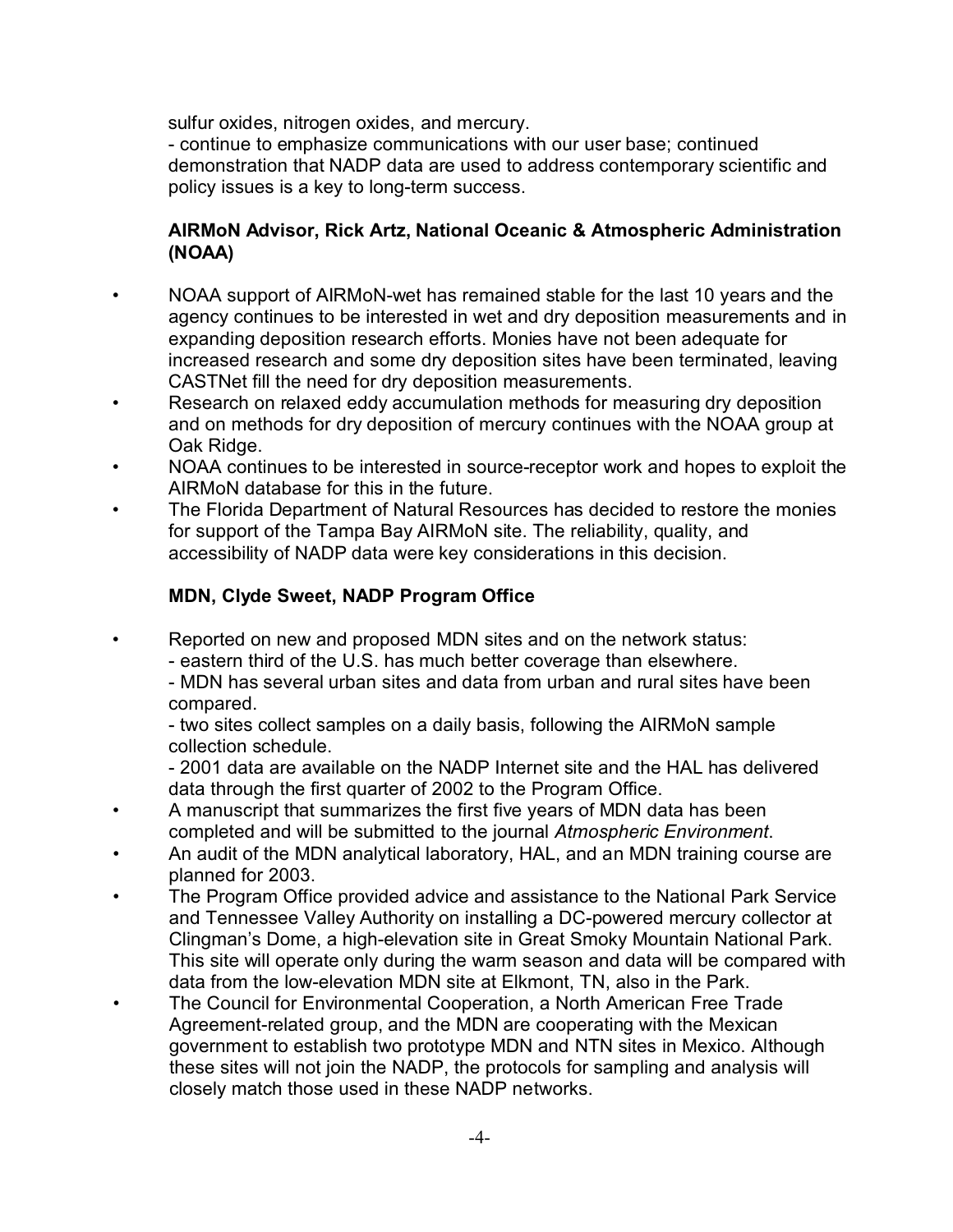sulfur oxides, nitrogen oxides, and mercury.
- continue to emphasize communications with our user base; continued demonstration that NADP data are used to address contemporary scientific and policy issues is a key to long-term success.

**AIRMoN Advisor, Rick Artz, National Oceanic & Atmospheric Administration (NOAA)**

- NOAA support of AIRMoN-wet has remained stable for the last 10 years and the agency continues to be interested in wet and dry deposition measurements and in expanding deposition research efforts. Monies have not been adequate for increased research and some dry deposition sites have been terminated, leaving CASTNet fill the need for dry deposition measurements.
- Research on relaxed eddy accumulation methods for measuring dry deposition and on methods for dry deposition of mercury continues with the NOAA group at Oak Ridge.
- NOAA continues to be interested in source-receptor work and hopes to exploit the AIRMoN database for this in the future.
- The Florida Department of Natural Resources has decided to restore the monies for support of the Tampa Bay AIRMoN site. The reliability, quality, and accessibility of NADP data were key considerations in this decision.

**MDN, Clyde Sweet, NADP Program Office**

- Reported on new and proposed MDN sites and on the network status:
  - eastern third of the U.S. has much better coverage than elsewhere.
  - MDN has several urban sites and data from urban and rural sites have been compared.
  - two sites collect samples on a daily basis, following the AIRMoN sample collection schedule.
  - 2001 data are available on the NADP Internet site and the HAL has delivered data through the first quarter of 2002 to the Program Office.
- A manuscript that summarizes the first five years of MDN data has been completed and will be submitted to the journal *Atmospheric Environment*.
- An audit of the MDN analytical laboratory, HAL, and an MDN training course are planned for 2003.
- The Program Office provided advice and assistance to the National Park Service and Tennessee Valley Authority on installing a DC-powered mercury collector at Clingman's Dome, a high-elevation site in Great Smoky Mountain National Park. This site will operate only during the warm season and data will be compared with data from the low-elevation MDN site at Elkmont, TN, also in the Park.
- The Council for Environmental Cooperation, a North American Free Trade Agreement-related group, and the MDN are cooperating with the Mexican government to establish two prototype MDN and NTN sites in Mexico. Although these sites will not join the NADP, the protocols for sampling and analysis will closely match those used in these NADP networks.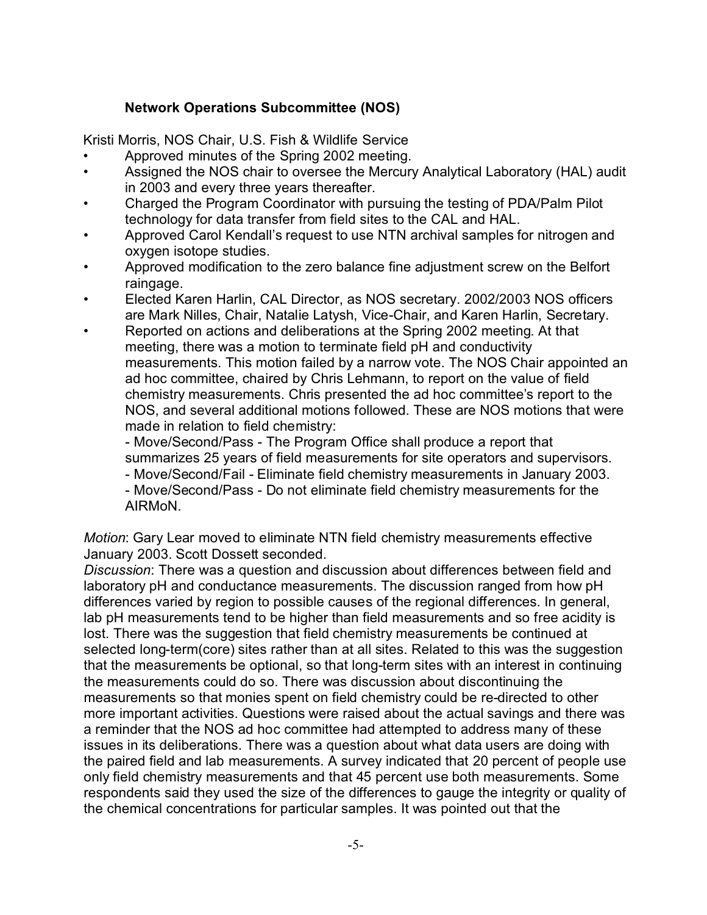### **Network Operations Subcommittee (NOS)**

Kristi Morris, NOS Chair, U.S. Fish & Wildlife Service

- Approved minutes of the Spring 2002 meeting.
- Assigned the NOS chair to oversee the Mercury Analytical Laboratory (HAL) audit in 2003 and every three years thereafter.
- Charged the Program Coordinator with pursuing the testing of PDA/Palm Pilot technology for data transfer from field sites to the CAL and HAL.
- Approved Carol Kendall's request to use NTN archival samples for nitrogen and oxygen isotope studies.
- Approved modification to the zero balance fine adjustment screw on the Belfort raingage.
- Elected Karen Harlin, CAL Director, as NOS secretary. 2002/2003 NOS officers are Mark Nilles, Chair, Natalie Latysh, Vice-Chair, and Karen Harlin, Secretary.
- Reported on actions and deliberations at the Spring 2002 meeting. At that meeting, there was a motion to terminate field pH and conductivity measurements. This motion failed by a narrow vote. The NOS Chair appointed an ad hoc committee, chaired by Chris Lehmann, to report on the value of field chemistry measurements. Chris presented the ad hoc committee's report to the NOS, and several additional motions followed. These are NOS motions that were made in relation to field chemistry:
  - Move/Second/Pass - The Program Office shall produce a report that summarizes 25 years of field measurements for site operators and supervisors.
  - Move/Second/Fail - Eliminate field chemistry measurements in January 2003.
  - Move/Second/Pass - Do not eliminate field chemistry measurements for the AIRMoN.

*Motion*: Gary Lear moved to eliminate NTN field chemistry measurements effective January 2003. Scott Dossett seconded.

*Discussion*: There was a question and discussion about differences between field and laboratory pH and conductance measurements. The discussion ranged from how pH differences varied by region to possible causes of the regional differences. In general, lab pH measurements tend to be higher than field measurements and so free acidity is lost. There was the suggestion that field chemistry measurements be continued at selected long-term(core) sites rather than at all sites. Related to this was the suggestion that the measurements be optional, so that long-term sites with an interest in continuing the measurements could do so. There was discussion about discontinuing the measurements so that monies spent on field chemistry could be re-directed to other more important activities. Questions were raised about the actual savings and there was a reminder that the NOS ad hoc committee had attempted to address many of these issues in its deliberations. There was a question about what data users are doing with the paired field and lab measurements. A survey indicated that 20 percent of people use only field chemistry measurements and that 45 percent use both measurements. Some respondents said they used the size of the differences to gauge the integrity or quality of the chemical concentrations for particular samples. It was pointed out that the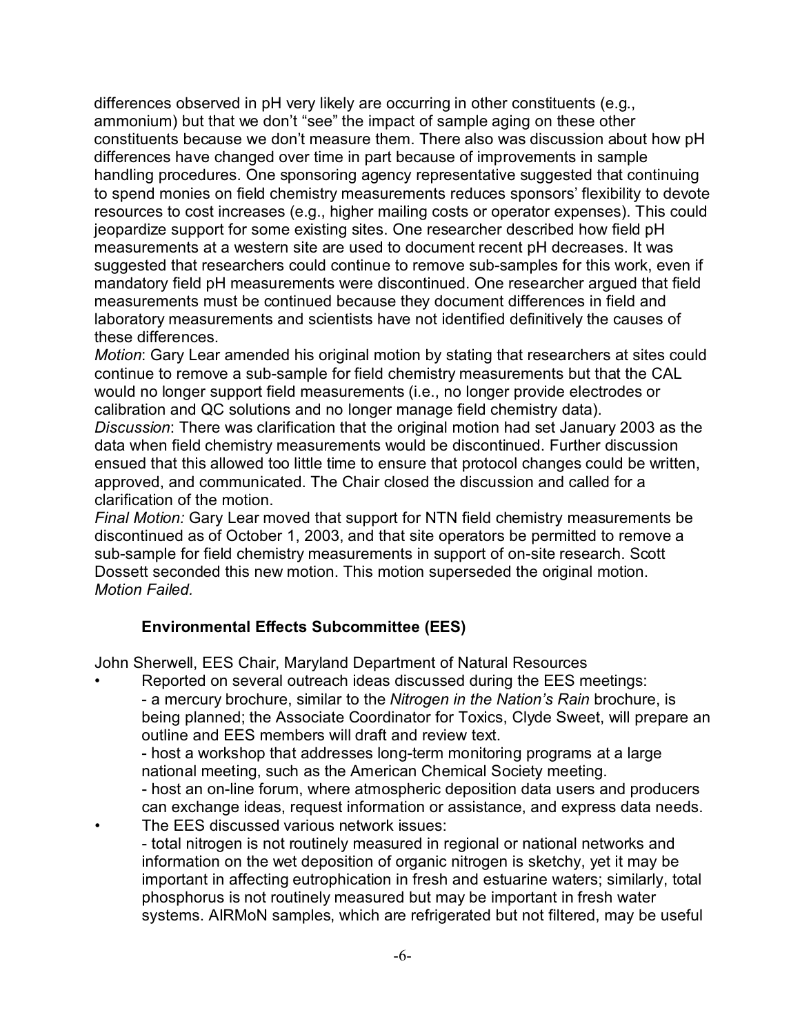differences observed in pH very likely are occurring in other constituents (e.g., ammonium) but that we don't "see" the impact of sample aging on these other constituents because we don't measure them. There also was discussion about how pH differences have changed over time in part because of improvements in sample handling procedures. One sponsoring agency representative suggested that continuing to spend monies on field chemistry measurements reduces sponsors' flexibility to devote resources to cost increases (e.g., higher mailing costs or operator expenses). This could jeopardize support for some existing sites. One researcher described how field pH measurements at a western site are used to document recent pH decreases. It was suggested that researchers could continue to remove sub-samples for this work, even if mandatory field pH measurements were discontinued. One researcher argued that field measurements must be continued because they document differences in field and laboratory measurements and scientists have not identified definitively the causes of these differences.

*Motion*: Gary Lear amended his original motion by stating that researchers at sites could continue to remove a sub-sample for field chemistry measurements but that the CAL would no longer support field measurements (i.e., no longer provide electrodes or calibration and QC solutions and no longer manage field chemistry data).

*Discussion*: There was clarification that the original motion had set January 2003 as the data when field chemistry measurements would be discontinued. Further discussion ensued that this allowed too little time to ensure that protocol changes could be written, approved, and communicated. The Chair closed the discussion and called for a clarification of the motion.

*Final Motion:* Gary Lear moved that support for NTN field chemistry measurements be discontinued as of October 1, 2003, and that site operators be permitted to remove a sub-sample for field chemistry measurements in support of on-site research. Scott Dossett seconded this new motion. This motion superseded the original motion.

*Motion Failed.*

### Environmental Effects Subcommittee (EES)

John Sherwell, EES Chair, Maryland Department of Natural Resources

- Reported on several outreach ideas discussed during the EES meetings:
  - a mercury brochure, similar to the *Nitrogen in the Nation's Rain* brochure, is being planned; the Associate Coordinator for Toxics, Clyde Sweet, will prepare an outline and EES members will draft and review text.
  - host a workshop that addresses long-term monitoring programs at a large national meeting, such as the American Chemical Society meeting.
  - host an on-line forum, where atmospheric deposition data users and producers can exchange ideas, request information or assistance, and express data needs.
- The EES discussed various network issues:
  - total nitrogen is not routinely measured in regional or national networks and information on the wet deposition of organic nitrogen is sketchy, yet it may be important in affecting eutrophication in fresh and estuarine waters; similarly, total phosphorus is not routinely measured but may be important in fresh water systems. AIRMoN samples, which are refrigerated but not filtered, may be useful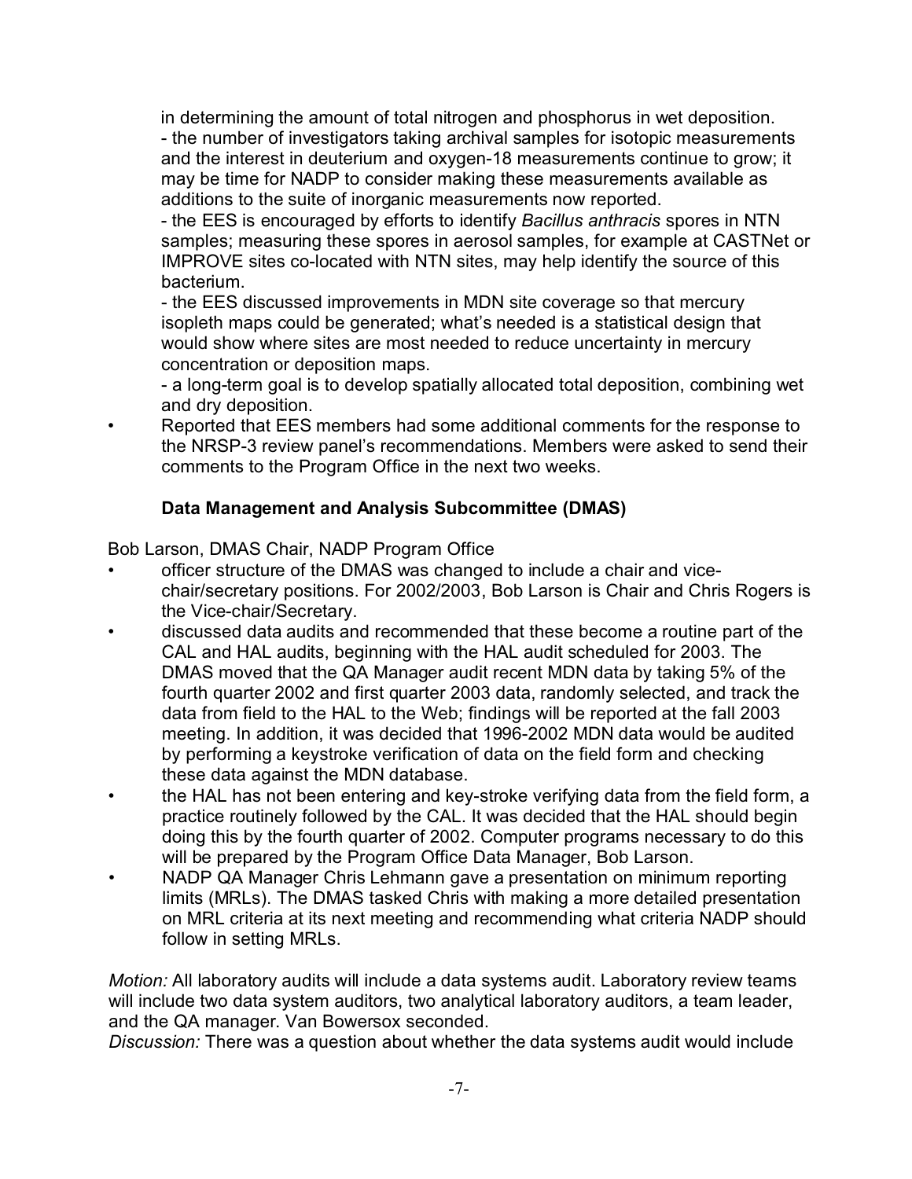in determining the amount of total nitrogen and phosphorus in wet deposition.
- the number of investigators taking archival samples for isotopic measurements and the interest in deuterium and oxygen-18 measurements continue to grow; it may be time for NADP to consider making these measurements available as additions to the suite of inorganic measurements now reported.
- the EES is encouraged by efforts to identify *Bacillus anthracis* spores in NTN samples; measuring these spores in aerosol samples, for example at CASTNet or IMPROVE sites co-located with NTN sites, may help identify the source of this bacterium.
- the EES discussed improvements in MDN site coverage so that mercury isopleth maps could be generated; what's needed is a statistical design that would show where sites are most needed to reduce uncertainty in mercury concentration or deposition maps.
- a long-term goal is to develop spatially allocated total deposition, combining wet and dry deposition.

- Reported that EES members had some additional comments for the response to the NRSP-3 review panel's recommendations. Members were asked to send their comments to the Program Office in the next two weeks.

### Data Management and Analysis Subcommittee (DMAS)

Bob Larson, DMAS Chair, NADP Program Office

- officer structure of the DMAS was changed to include a chair and vice-chair/secretary positions. For 2002/2003, Bob Larson is Chair and Chris Rogers is the Vice-chair/Secretary.
- discussed data audits and recommended that these become a routine part of the CAL and HAL audits, beginning with the HAL audit scheduled for 2003. The DMAS moved that the QA Manager audit recent MDN data by taking 5% of the fourth quarter 2002 and first quarter 2003 data, randomly selected, and track the data from field to the HAL to the Web; findings will be reported at the fall 2003 meeting. In addition, it was decided that 1996-2002 MDN data would be audited by performing a keystroke verification of data on the field form and checking these data against the MDN database.
- the HAL has not been entering and key-stroke verifying data from the field form, a practice routinely followed by the CAL. It was decided that the HAL should begin doing this by the fourth quarter of 2002. Computer programs necessary to do this will be prepared by the Program Office Data Manager, Bob Larson.
- NADP QA Manager Chris Lehmann gave a presentation on minimum reporting limits (MRLs). The DMAS tasked Chris with making a more detailed presentation on MRL criteria at its next meeting and recommending what criteria NADP should follow in setting MRLs.

*Motion:* All laboratory audits will include a data systems audit. Laboratory review teams will include two data system auditors, two analytical laboratory auditors, a team leader, and the QA manager. Van Bowersox seconded.
*Discussion:* There was a question about whether the data systems audit would include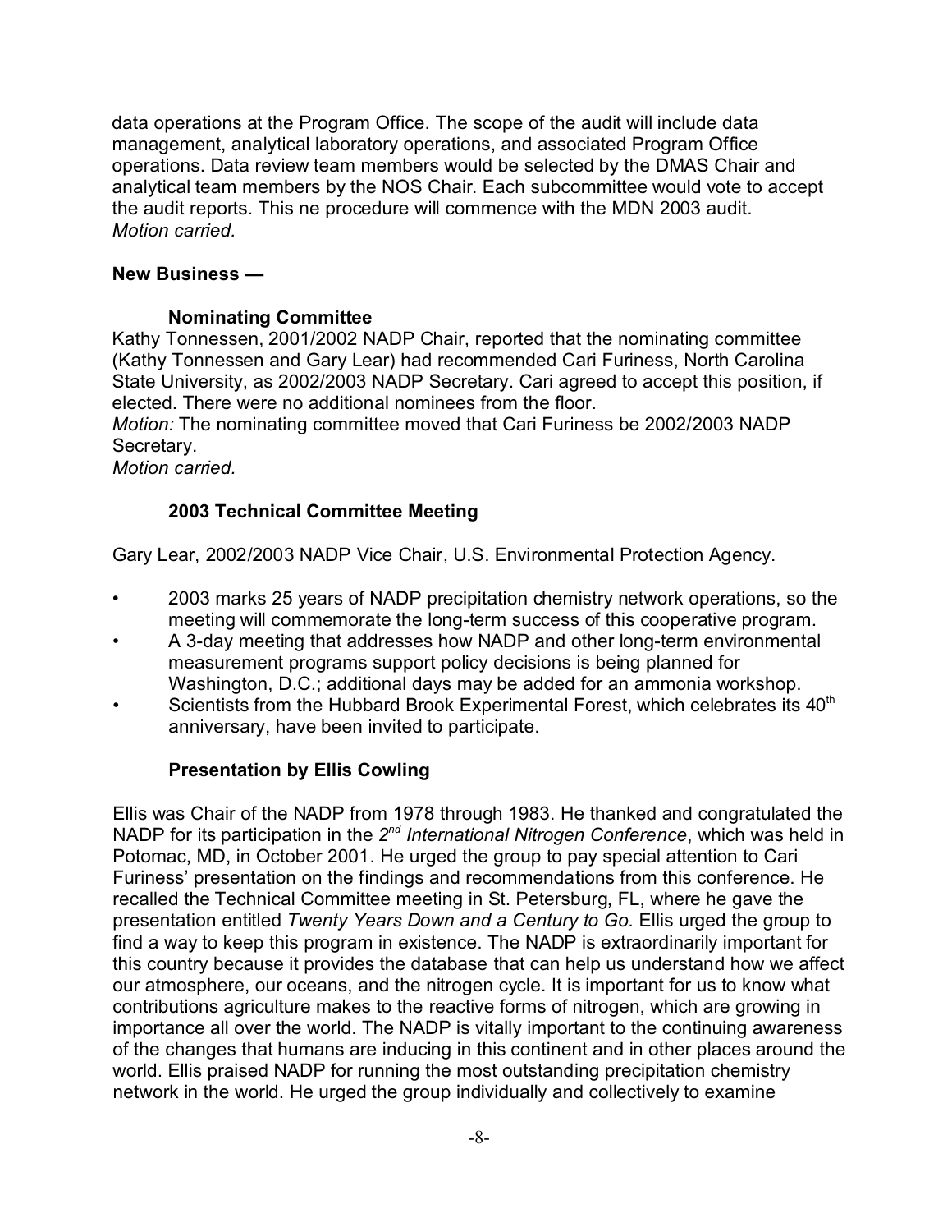data operations at the Program Office. The scope of the audit will include data management, analytical laboratory operations, and associated Program Office operations. Data review team members would be selected by the DMAS Chair and analytical team members by the NOS Chair. Each subcommittee would vote to accept the audit reports. This ne procedure will commence with the MDN 2003 audit.
*Motion carried.*

**New Business —**

### Nominating Committee

Kathy Tonnessen, 2001/2002 NADP Chair, reported that the nominating committee (Kathy Tonnessen and Gary Lear) had recommended Cari Furiness, North Carolina State University, as 2002/2003 NADP Secretary. Cari agreed to accept this position, if elected. There were no additional nominees from the floor.
*Motion:* The nominating committee moved that Cari Furiness be 2002/2003 NADP Secretary.
*Motion carried.*

### 2003 Technical Committee Meeting

Gary Lear, 2002/2003 NADP Vice Chair, U.S. Environmental Protection Agency.

- 2003 marks 25 years of NADP precipitation chemistry network operations, so the meeting will commemorate the long-term success of this cooperative program.
- A 3-day meeting that addresses how NADP and other long-term environmental measurement programs support policy decisions is being planned for Washington, D.C.; additional days may be added for an ammonia workshop.
- Scientists from the Hubbard Brook Experimental Forest, which celebrates its 40th anniversary, have been invited to participate.

### Presentation by Ellis Cowling

Ellis was Chair of the NADP from 1978 through 1983. He thanked and congratulated the NADP for its participation in the *2nd International Nitrogen Conference*, which was held in Potomac, MD, in October 2001. He urged the group to pay special attention to Cari Furiness' presentation on the findings and recommendations from this conference. He recalled the Technical Committee meeting in St. Petersburg, FL, where he gave the presentation entitled *Twenty Years Down and a Century to Go.* Ellis urged the group to find a way to keep this program in existence. The NADP is extraordinarily important for this country because it provides the database that can help us understand how we affect our atmosphere, our oceans, and the nitrogen cycle. It is important for us to know what contributions agriculture makes to the reactive forms of nitrogen, which are growing in importance all over the world. The NADP is vitally important to the continuing awareness of the changes that humans are inducing in this continent and in other places around the world. Ellis praised NADP for running the most outstanding precipitation chemistry network in the world. He urged the group individually and collectively to examine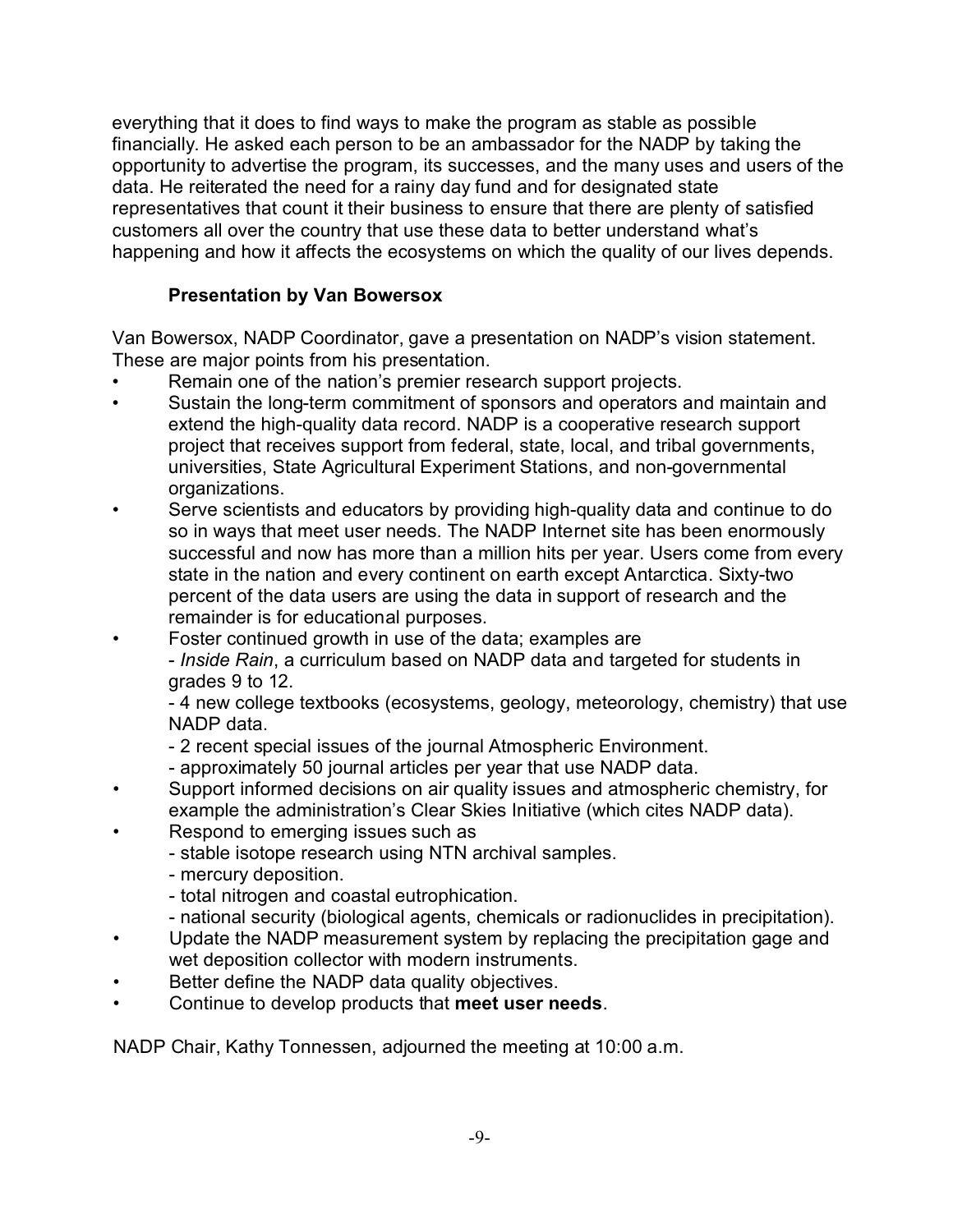everything that it does to find ways to make the program as stable as possible financially. He asked each person to be an ambassador for the NADP by taking the opportunity to advertise the program, its successes, and the many uses and users of the data. He reiterated the need for a rainy day fund and for designated state representatives that count it their business to ensure that there are plenty of satisfied customers all over the country that use these data to better understand what's happening and how it affects the ecosystems on which the quality of our lives depends.

**Presentation by Van Bowersox**

Van Bowersox, NADP Coordinator, gave a presentation on NADP's vision statement. These are major points from his presentation.

- Remain one of the nation's premier research support projects.
- Sustain the long-term commitment of sponsors and operators and maintain and extend the high-quality data record. NADP is a cooperative research support project that receives support from federal, state, local, and tribal governments, universities, State Agricultural Experiment Stations, and non-governmental organizations.
- Serve scientists and educators by providing high-quality data and continue to do so in ways that meet user needs. The NADP Internet site has been enormously successful and now has more than a million hits per year. Users come from every state in the nation and every continent on earth except Antarctica. Sixty-two percent of the data users are using the data in support of research and the remainder is for educational purposes.
- Foster continued growth in use of the data; examples are
  - *Inside Rain*, a curriculum based on NADP data and targeted for students in grades 9 to 12.
  - 4 new college textbooks (ecosystems, geology, meteorology, chemistry) that use NADP data.
  - 2 recent special issues of the journal Atmospheric Environment.
  - approximately 50 journal articles per year that use NADP data.
- Support informed decisions on air quality issues and atmospheric chemistry, for example the administration's Clear Skies Initiative (which cites NADP data).
- Respond to emerging issues such as
  - stable isotope research using NTN archival samples.
  - mercury deposition.
  - total nitrogen and coastal eutrophication.
  - national security (biological agents, chemicals or radionuclides in precipitation).
- Update the NADP measurement system by replacing the precipitation gage and wet deposition collector with modern instruments.
- Better define the NADP data quality objectives.
- Continue to develop products that **meet user needs**.

NADP Chair, Kathy Tonnessen, adjourned the meeting at 10:00 a.m.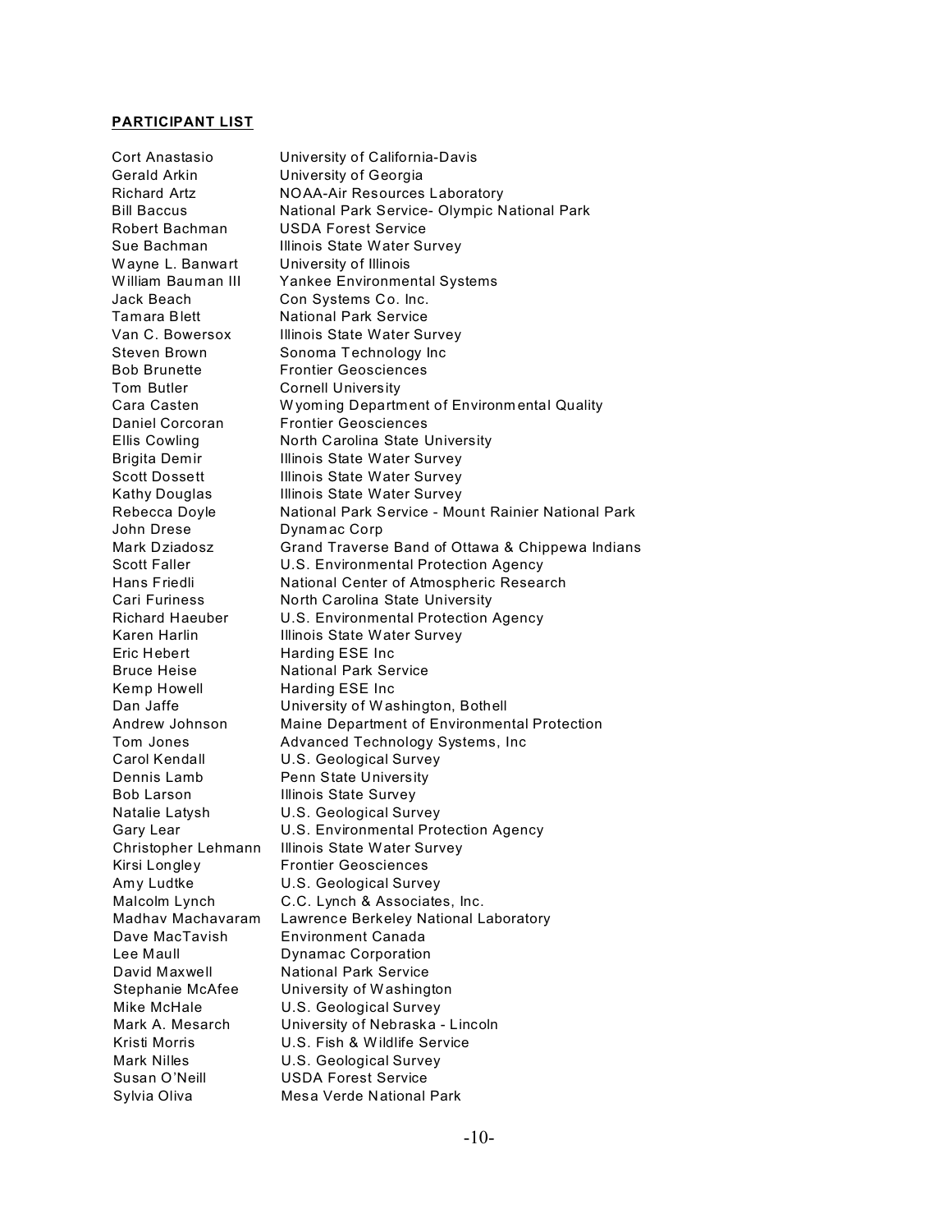**PARTICIPANT LIST**

| | |
|---|---|
| Cort Anastasio | University of California-Davis |
| Gerald Arkin | University of Georgia |
| Richard Artz | NOAA-Air Resources Laboratory |
| Bill Baccus | National Park Service- Olympic National Park |
| Robert Bachman | USDA Forest Service |
| Sue Bachman | Illinois State Water Survey |
| Wayne L. Banwart | University of Illinois |
| William Bauman III | Yankee Environmental Systems |
| Jack Beach | Con Systems Co. Inc. |
| Tamara Blett | National Park Service |
| Van C. Bowersox | Illinois State Water Survey |
| Steven Brown | Sonoma Technology Inc |
| Bob Brunette | Frontier Geosciences |
| Tom Butler | Cornell University |
| Cara Casten | Wyoming Department of Environmental Quality |
| Daniel Corcoran | Frontier Geosciences |
| Ellis Cowling | North Carolina State University |
| Brigita Demir | Illinois State Water Survey |
| Scott Dossett | Illinois State Water Survey |
| Kathy Douglas | Illinois State Water Survey |
| Rebecca Doyle | National Park Service - Mount Rainier National Park |
| John Drese | Dynamac Corp |
| Mark Dziadosz | Grand Traverse Band of Ottawa & Chippewa Indians |
| Scott Faller | U.S. Environmental Protection Agency |
| Hans Friedli | National Center of Atmospheric Research |
| Cari Furiness | North Carolina State University |
| Richard Haeuber | U.S. Environmental Protection Agency |
| Karen Harlin | Illinois State Water Survey |
| Eric Hebert | Harding ESE Inc |
| Bruce Heise | National Park Service |
| Kemp Howell | Harding ESE Inc |
| Dan Jaffe | University of Washington, Bothell |
| Andrew Johnson | Maine Department of Environmental Protection |
| Tom Jones | Advanced Technology Systems, Inc |
| Carol Kendall | U.S. Geological Survey |
| Dennis Lamb | Penn State University |
| Bob Larson | Illinois State Survey |
| Natalie Latysh | U.S. Geological Survey |
| Gary Lear | U.S. Environmental Protection Agency |
| Christopher Lehmann | Illinois State Water Survey |
| Kirsi Longley | Frontier Geosciences |
| Amy Ludtke | U.S. Geological Survey |
| Malcolm Lynch | C.C. Lynch & Associates, Inc. |
| Madhav Machavaram | Lawrence Berkeley National Laboratory |
| Dave MacTavish | Environment Canada |
| Lee Maull | Dynamac Corporation |
| David Maxwell | National Park Service |
| Stephanie McAfee | University of Washington |
| Mike McHale | U.S. Geological Survey |
| Mark A. Mesarch | University of Nebraska - Lincoln |
| Kristi Morris | U.S. Fish & Wildlife Service |
| Mark Nilles | U.S. Geological Survey |
| Susan O'Neill | USDA Forest Service |
| Sylvia Oliva | Mesa Verde National Park |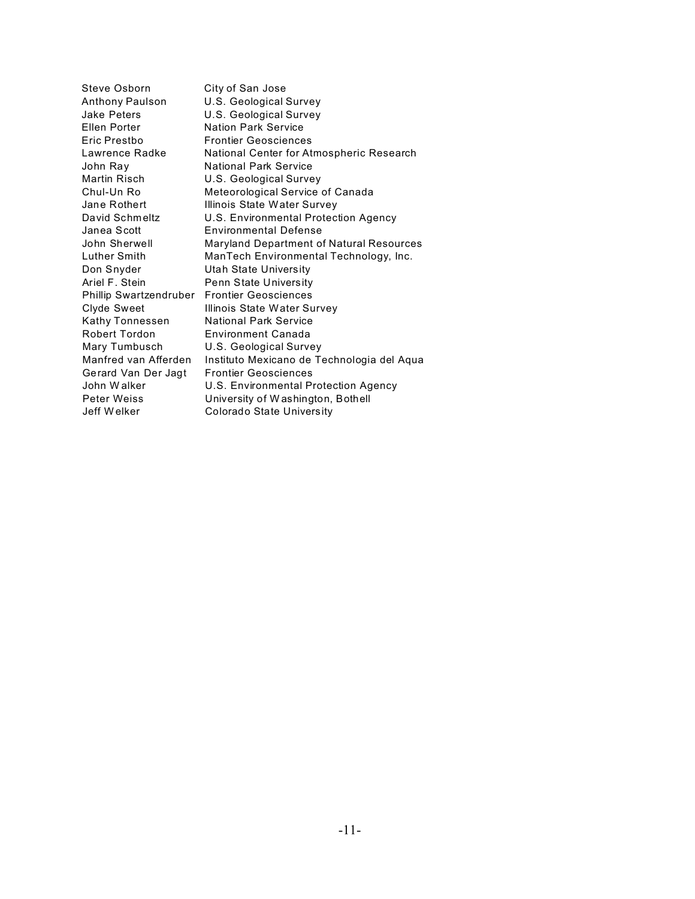| | |
|---|---|
| Steve Osborn | City of San Jose |
| Anthony Paulson | U.S. Geological Survey |
| Jake Peters | U.S. Geological Survey |
| Ellen Porter | Nation Park Service |
| Eric Prestbo | Frontier Geosciences |
| Lawrence Radke | National Center for Atmospheric Research |
| John Ray | National Park Service |
| Martin Risch | U.S. Geological Survey |
| Chul-Un Ro | Meteorological Service of Canada |
| Jane Rothert | Illinois State Water Survey |
| David Schmeltz | U.S. Environmental Protection Agency |
| Janea Scott | Environmental Defense |
| John Sherwell | Maryland Department of Natural Resources |
| Luther Smith | ManTech Environmental Technology, Inc. |
| Don Snyder | Utah State University |
| Ariel F. Stein | Penn State University |
| Phillip Swartzendruber | Frontier Geosciences |
| Clyde Sweet | Illinois State Water Survey |
| Kathy Tonnessen | National Park Service |
| Robert Tordon | Environment Canada |
| Mary Tumbusch | U.S. Geological Survey |
| Manfred van Afferden | Instituto Mexicano de Technologia del Aqua |
| Gerard Van Der Jagt | Frontier Geosciences |
| John Walker | U.S. Environmental Protection Agency |
| Peter Weiss | University of Washington, Bothell |
| Jeff Welker | Colorado State University |